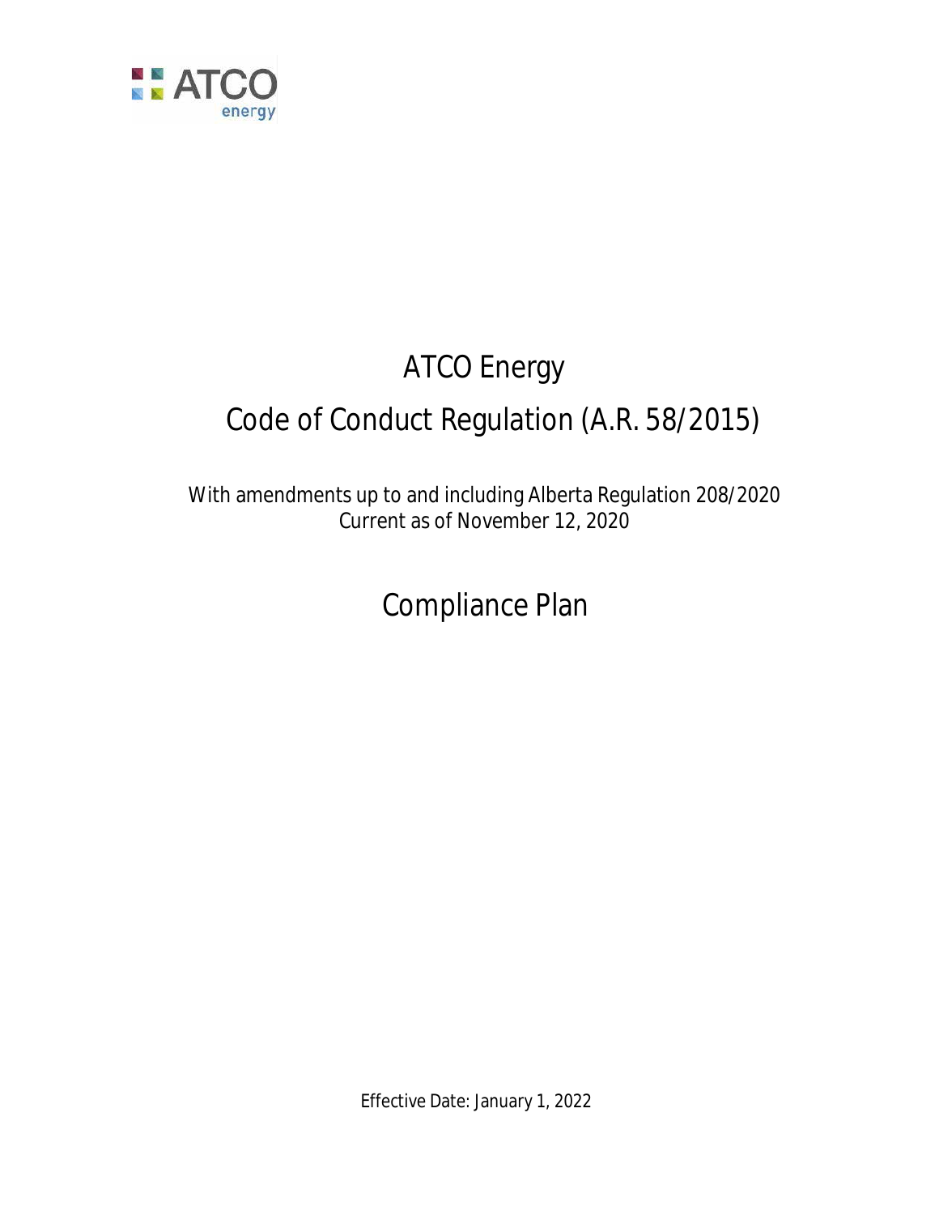ATCO energy

# ATCO Energy

# Code of Conduct Regulation (A.R. 58/2015)

With amendments up to and including Alberta Regulation 208/2020
Current as of November 12, 2020

# Compliance Plan

Effective Date: January 1, 2022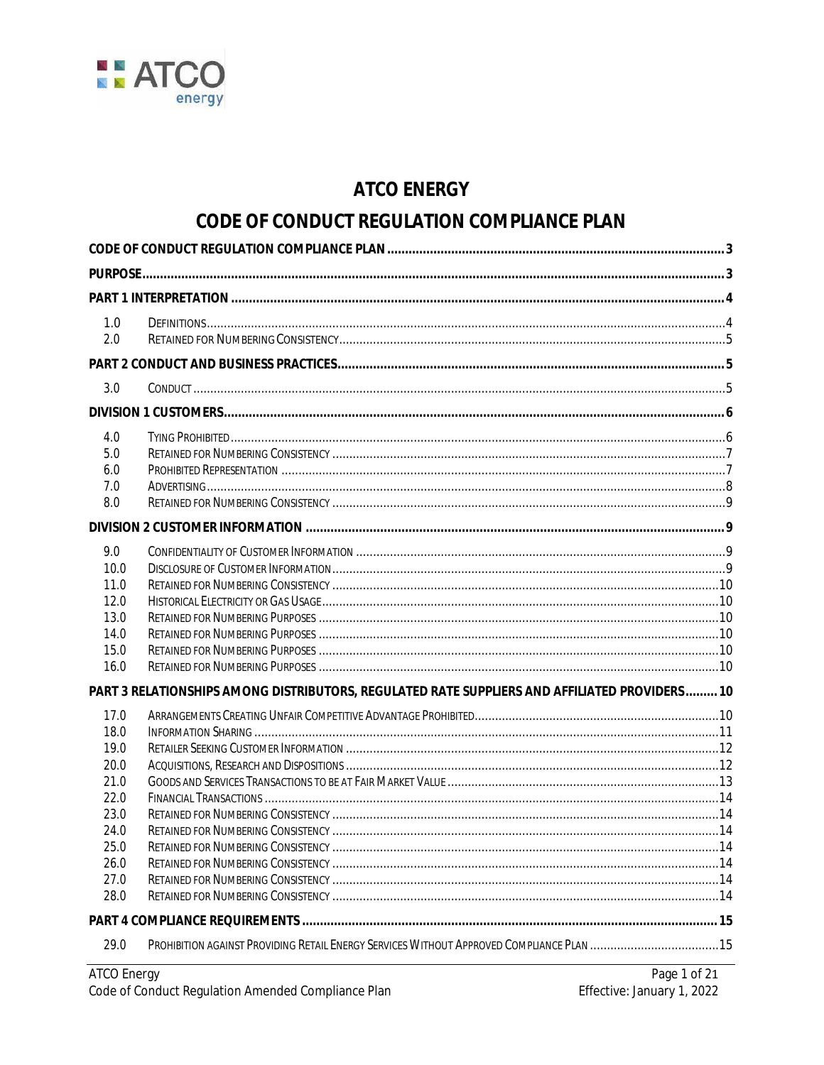# ATCO ENERGY

# CODE OF CONDUCT REGULATION COMPLIANCE PLAN

| | | |
|---|---|---|
| **CODE OF CONDUCT REGULATION COMPLIANCE PLAN** | | **3** |
| **PURPOSE** | | **3** |
| **PART 1 INTERPRETATION** | | **4** |
| 1.0 | DEFINITIONS | 4 |
| 2.0 | RETAINED FOR NUMBERING CONSISTENCY | 5 |
| **PART 2 CONDUCT AND BUSINESS PRACTICES** | | **5** |
| 3.0 | CONDUCT | 5 |
| **DIVISION 1 CUSTOMERS** | | **6** |
| 4.0 | TYING PROHIBITED | 6 |
| 5.0 | RETAINED FOR NUMBERING CONSISTENCY | 7 |
| 6.0 | PROHIBITED REPRESENTATION | 7 |
| 7.0 | ADVERTISING | 8 |
| 8.0 | RETAINED FOR NUMBERING CONSISTENCY | 9 |
| **DIVISION 2 CUSTOMER INFORMATION** | | **9** |
| 9.0 | CONFIDENTIALITY OF CUSTOMER INFORMATION | 9 |
| 10.0 | DISCLOSURE OF CUSTOMER INFORMATION | 9 |
| 11.0 | RETAINED FOR NUMBERING CONSISTENCY | 10 |
| 12.0 | HISTORICAL ELECTRICITY OR GAS USAGE | 10 |
| 13.0 | RETAINED FOR NUMBERING PURPOSES | 10 |
| 14.0 | RETAINED FOR NUMBERING PURPOSES | 10 |
| 15.0 | RETAINED FOR NUMBERING PURPOSES | 10 |
| 16.0 | RETAINED FOR NUMBERING PURPOSES | 10 |
| **PART 3 RELATIONSHIPS AMONG DISTRIBUTORS, REGULATED RATE SUPPLIERS AND AFFILIATED PROVIDERS** | | **10** |
| 17.0 | ARRANGEMENTS CREATING UNFAIR COMPETITIVE ADVANTAGE PROHIBITED | 10 |
| 18.0 | INFORMATION SHARING | 11 |
| 19.0 | RETAILER SEEKING CUSTOMER INFORMATION | 12 |
| 20.0 | ACQUISITIONS, RESEARCH AND DISPOSITIONS | 12 |
| 21.0 | GOODS AND SERVICES TRANSACTIONS TO BE AT FAIR MARKET VALUE | 13 |
| 22.0 | FINANCIAL TRANSACTIONS | 14 |
| 23.0 | RETAINED FOR NUMBERING CONSISTENCY | 14 |
| 24.0 | RETAINED FOR NUMBERING CONSISTENCY | 14 |
| 25.0 | RETAINED FOR NUMBERING CONSISTENCY | 14 |
| 26.0 | RETAINED FOR NUMBERING CONSISTENCY | 14 |
| 27.0 | RETAINED FOR NUMBERING CONSISTENCY | 14 |
| 28.0 | RETAINED FOR NUMBERING CONSISTENCY | 14 |
| **PART 4 COMPLIANCE REQUIREMENTS** | | **15** |
| 29.0 | PROHIBITION AGAINST PROVIDING RETAIL ENERGY SERVICES WITHOUT APPROVED COMPLIANCE PLAN | 15 |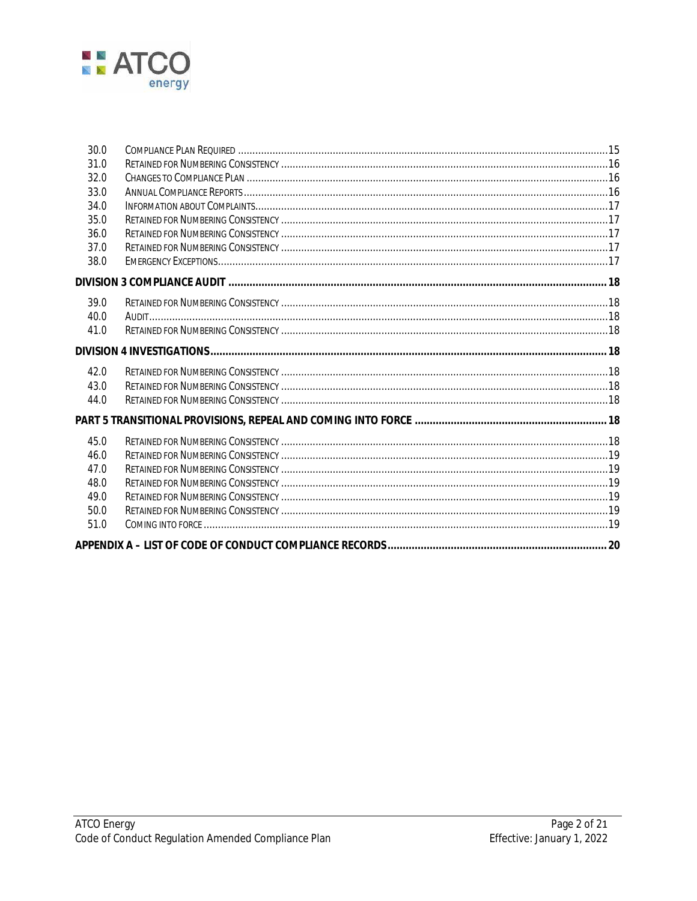| | | |
|---|---|---|
| 30.0 | Compliance Plan Required | 15 |
| 31.0 | Retained for Numbering Consistency | 16 |
| 32.0 | Changes to Compliance Plan | 16 |
| 33.0 | Annual Compliance Reports | 16 |
| 34.0 | Information about Complaints | 17 |
| 35.0 | Retained for Numbering Consistency | 17 |
| 36.0 | Retained for Numbering Consistency | 17 |
| 37.0 | Retained for Numbering Consistency | 17 |
| 38.0 | Emergency Exceptions | 17 |
| **Division 3 Compliance Audit** | | **18** |
| 39.0 | Retained for Numbering Consistency | 18 |
| 40.0 | Audit | 18 |
| 41.0 | Retained for Numbering Consistency | 18 |
| **Division 4 Investigations** | | **18** |
| 42.0 | Retained for Numbering Consistency | 18 |
| 43.0 | Retained for Numbering Consistency | 18 |
| 44.0 | Retained for Numbering Consistency | 18 |
| **Part 5 Transitional Provisions, Repeal and Coming into Force** | | **18** |
| 45.0 | Retained for Numbering Consistency | 18 |
| 46.0 | Retained for Numbering Consistency | 19 |
| 47.0 | Retained for Numbering Consistency | 19 |
| 48.0 | Retained for Numbering Consistency | 19 |
| 49.0 | Retained for Numbering Consistency | 19 |
| 50.0 | Retained for Numbering Consistency | 19 |
| 51.0 | Coming into Force | 19 |
| **Appendix A – List of Code of Conduct Compliance Records** | | **20** |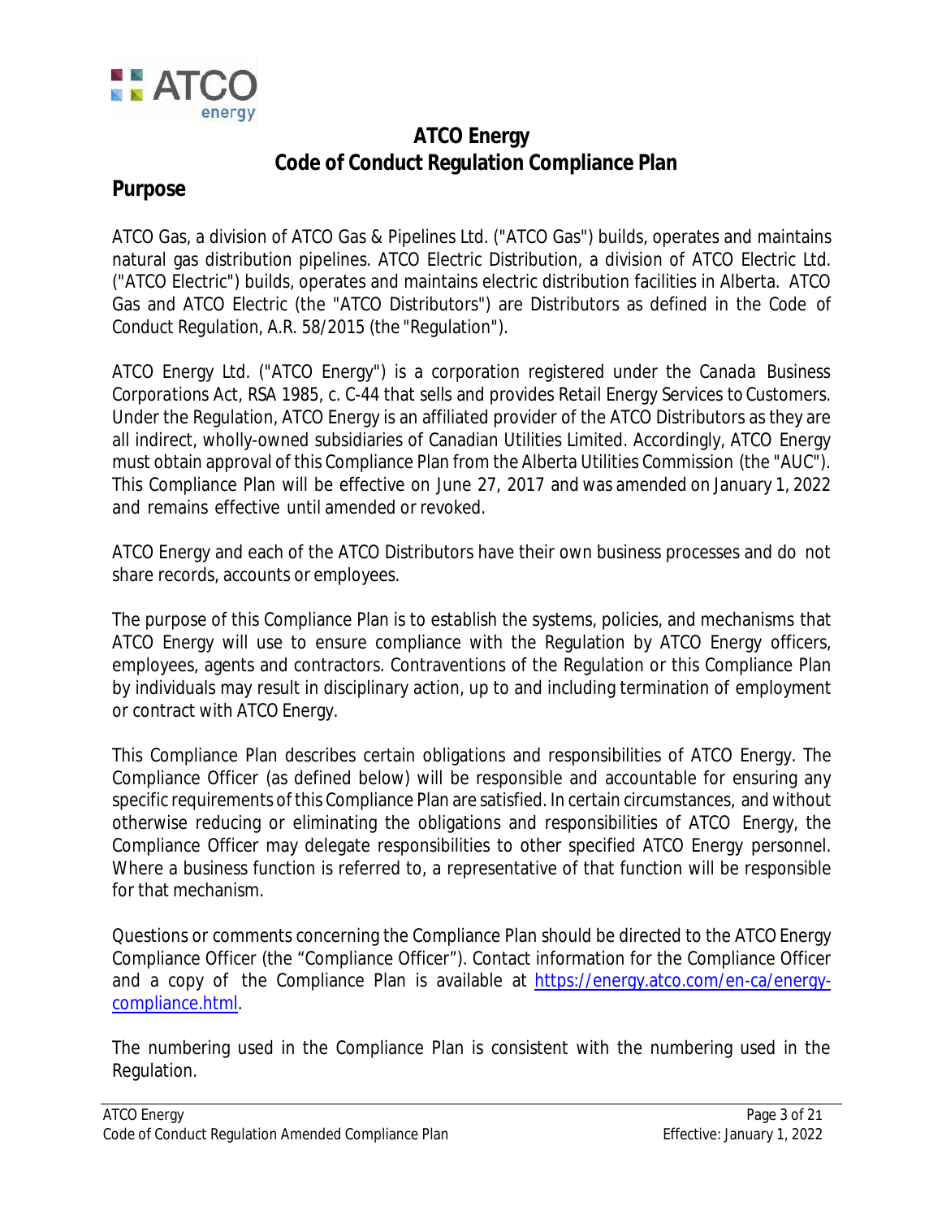# ATCO Energy
# Code of Conduct Regulation Compliance Plan

## Purpose

ATCO Gas, a division of ATCO Gas & Pipelines Ltd. ("ATCO Gas") builds, operates and maintains natural gas distribution pipelines. ATCO Electric Distribution, a division of ATCO Electric Ltd. ("ATCO Electric") builds, operates and maintains electric distribution facilities in Alberta. ATCO Gas and ATCO Electric (the "ATCO Distributors") are Distributors as defined in the Code of Conduct Regulation, A.R. 58/2015 (the "Regulation").

ATCO Energy Ltd. ("ATCO Energy") is a corporation registered under the Canada Business Corporations Act, RSA 1985, c. C-44 that sells and provides Retail Energy Services to Customers. Under the Regulation, ATCO Energy is an affiliated provider of the ATCO Distributors as they are all indirect, wholly-owned subsidiaries of Canadian Utilities Limited. Accordingly, ATCO Energy must obtain approval of this Compliance Plan from the Alberta Utilities Commission (the "AUC"). This Compliance Plan will be effective on June 27, 2017 and was amended on January 1, 2022 and remains effective until amended or revoked.

ATCO Energy and each of the ATCO Distributors have their own business processes and do not share records, accounts or employees.

The purpose of this Compliance Plan is to establish the systems, policies, and mechanisms that ATCO Energy will use to ensure compliance with the Regulation by ATCO Energy officers, employees, agents and contractors. Contraventions of the Regulation or this Compliance Plan by individuals may result in disciplinary action, up to and including termination of employment or contract with ATCO Energy.

This Compliance Plan describes certain obligations and responsibilities of ATCO Energy. The Compliance Officer (as defined below) will be responsible and accountable for ensuring any specific requirements of this Compliance Plan are satisfied. In certain circumstances, and without otherwise reducing or eliminating the obligations and responsibilities of ATCO Energy, the Compliance Officer may delegate responsibilities to other specified ATCO Energy personnel. Where a business function is referred to, a representative of that function will be responsible for that mechanism.

Questions or comments concerning the Compliance Plan should be directed to the ATCO Energy Compliance Officer (the "Compliance Officer"). Contact information for the Compliance Officer and a copy of the Compliance Plan is available at [https://energy.atco.com/en-ca/energy-compliance.html](https://energy.atco.com/en-ca/energy-compliance.html).

The numbering used in the Compliance Plan is consistent with the numbering used in the Regulation.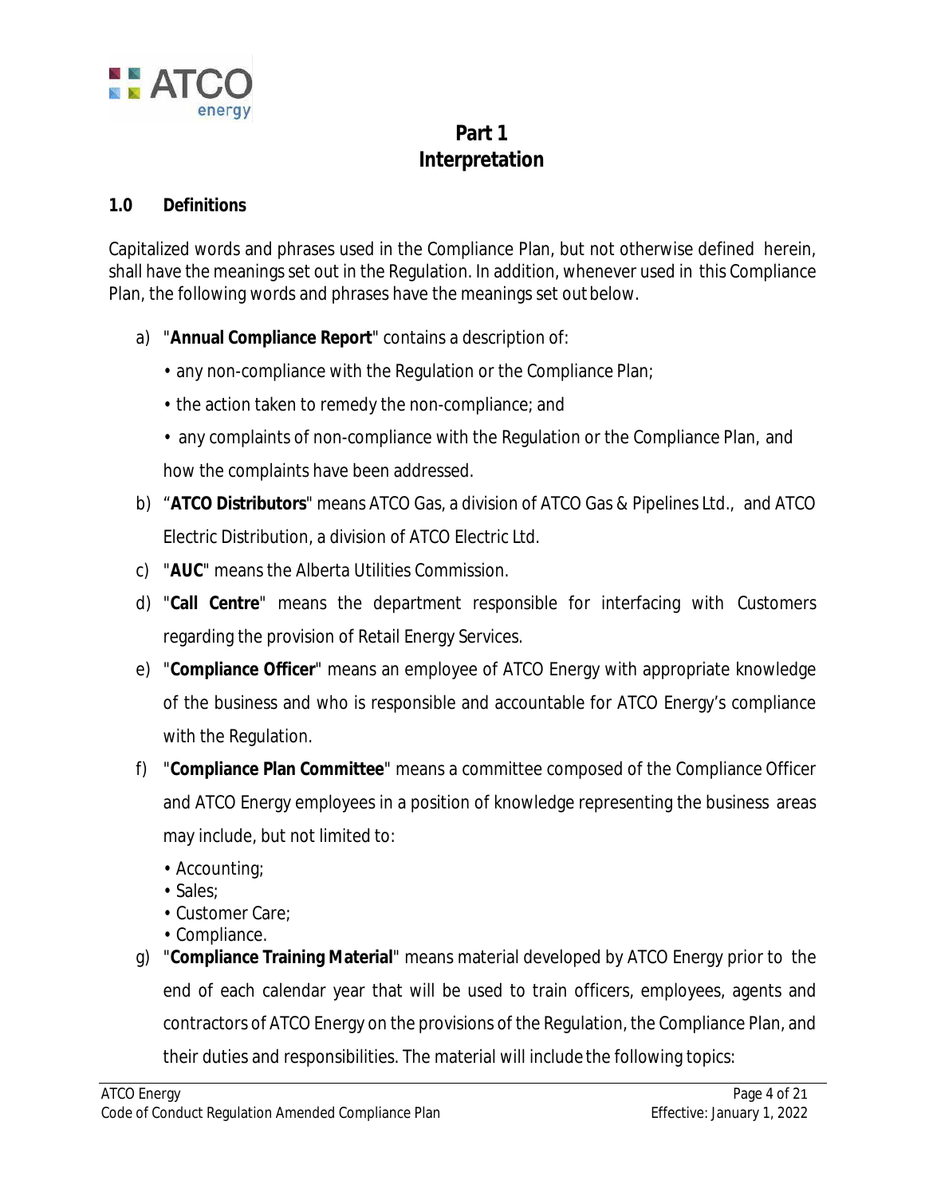# Part 1
# Interpretation

## 1.0 Definitions

Capitalized words and phrases used in the Compliance Plan, but not otherwise defined herein, shall have the meanings set out in the Regulation. In addition, whenever used in this Compliance Plan, the following words and phrases have the meanings set out below.

a) "**Annual Compliance Report**" contains a description of:

   - any non-compliance with the Regulation or the Compliance Plan;
   - the action taken to remedy the non-compliance; and
   - any complaints of non-compliance with the Regulation or the Compliance Plan, and how the complaints have been addressed.

b) "**ATCO Distributors**" means ATCO Gas, a division of ATCO Gas & Pipelines Ltd., and ATCO Electric Distribution, a division of ATCO Electric Ltd.

c) "**AUC**" means the Alberta Utilities Commission.

d) "**Call Centre**" means the department responsible for interfacing with Customers regarding the provision of Retail Energy Services.

e) "**Compliance Officer**" means an employee of ATCO Energy with appropriate knowledge of the business and who is responsible and accountable for ATCO Energy's compliance with the Regulation.

f) "**Compliance Plan Committee**" means a committee composed of the Compliance Officer and ATCO Energy employees in a position of knowledge representing the business areas may include, but not limited to:

   - Accounting;
   - Sales;
   - Customer Care;
   - Compliance.

g) "**Compliance Training Material**" means material developed by ATCO Energy prior to the end of each calendar year that will be used to train officers, employees, agents and contractors of ATCO Energy on the provisions of the Regulation, the Compliance Plan, and their duties and responsibilities. The material will include the following topics: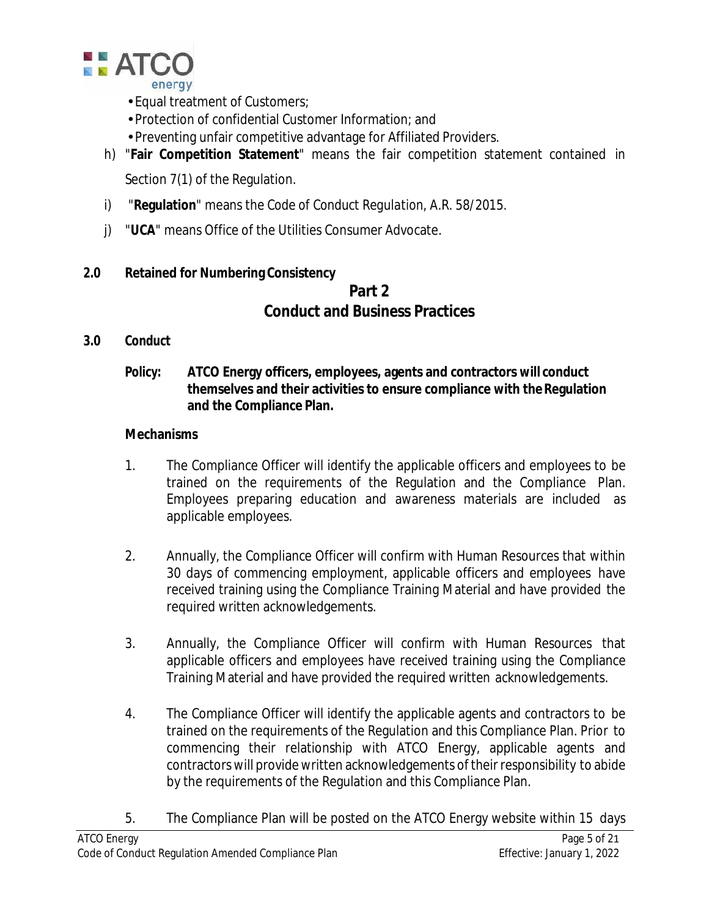- Equal treatment of Customers;
- Protection of confidential Customer Information; and
- Preventing unfair competitive advantage for Affiliated Providers.

h) "**Fair Competition Statement**" means the fair competition statement contained in Section 7(1) of the Regulation.

i) "**Regulation**" means the Code of Conduct Regulation, A.R. 58/2015.

j) "**UCA**" means Office of the Utilities Consumer Advocate.

**2.0 Retained for Numbering Consistency**

# Part 2
# Conduct and Business Practices

**3.0 Conduct**

**Policy: ATCO Energy officers, employees, agents and contractors will conduct themselves and their activities to ensure compliance with the Regulation and the Compliance Plan.**

**Mechanisms**

1. The Compliance Officer will identify the applicable officers and employees to be trained on the requirements of the Regulation and the Compliance Plan. Employees preparing education and awareness materials are included as applicable employees.

2. Annually, the Compliance Officer will confirm with Human Resources that within 30 days of commencing employment, applicable officers and employees have received training using the Compliance Training Material and have provided the required written acknowledgements.

3. Annually, the Compliance Officer will confirm with Human Resources that applicable officers and employees have received training using the Compliance Training Material and have provided the required written acknowledgements.

4. The Compliance Officer will identify the applicable agents and contractors to be trained on the requirements of the Regulation and this Compliance Plan. Prior to commencing their relationship with ATCO Energy, applicable agents and contractors will provide written acknowledgements of their responsibility to abide by the requirements of the Regulation and this Compliance Plan.

5. The Compliance Plan will be posted on the ATCO Energy website within 15 days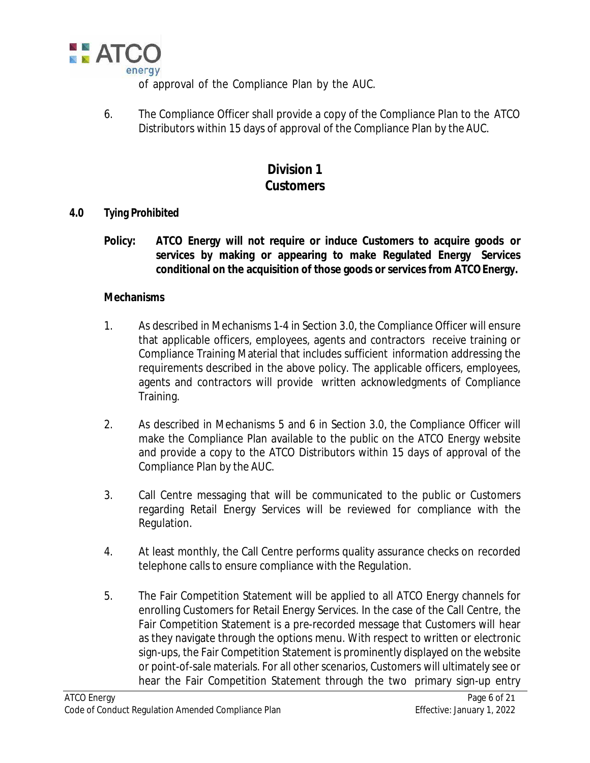of approval of the Compliance Plan by the AUC.

6. The Compliance Officer shall provide a copy of the Compliance Plan to the ATCO Distributors within 15 days of approval of the Compliance Plan by the AUC.

# Division 1
# Customers

## 4.0 Tying Prohibited

**Policy: ATCO Energy will not require or induce Customers to acquire goods or services by making or appearing to make Regulated Energy Services conditional on the acquisition of those goods or services from ATCO Energy.**

**Mechanisms**

1. As described in Mechanisms 1-4 in Section 3.0, the Compliance Officer will ensure that applicable officers, employees, agents and contractors receive training or Compliance Training Material that includes sufficient information addressing the requirements described in the above policy. The applicable officers, employees, agents and contractors will provide written acknowledgments of Compliance Training.

2. As described in Mechanisms 5 and 6 in Section 3.0, the Compliance Officer will make the Compliance Plan available to the public on the ATCO Energy website and provide a copy to the ATCO Distributors within 15 days of approval of the Compliance Plan by the AUC.

3. Call Centre messaging that will be communicated to the public or Customers regarding Retail Energy Services will be reviewed for compliance with the Regulation.

4. At least monthly, the Call Centre performs quality assurance checks on recorded telephone calls to ensure compliance with the Regulation.

5. The Fair Competition Statement will be applied to all ATCO Energy channels for enrolling Customers for Retail Energy Services. In the case of the Call Centre, the Fair Competition Statement is a pre-recorded message that Customers will hear as they navigate through the options menu. With respect to written or electronic sign-ups, the Fair Competition Statement is prominently displayed on the website or point-of-sale materials. For all other scenarios, Customers will ultimately see or hear the Fair Competition Statement through the two primary sign-up entry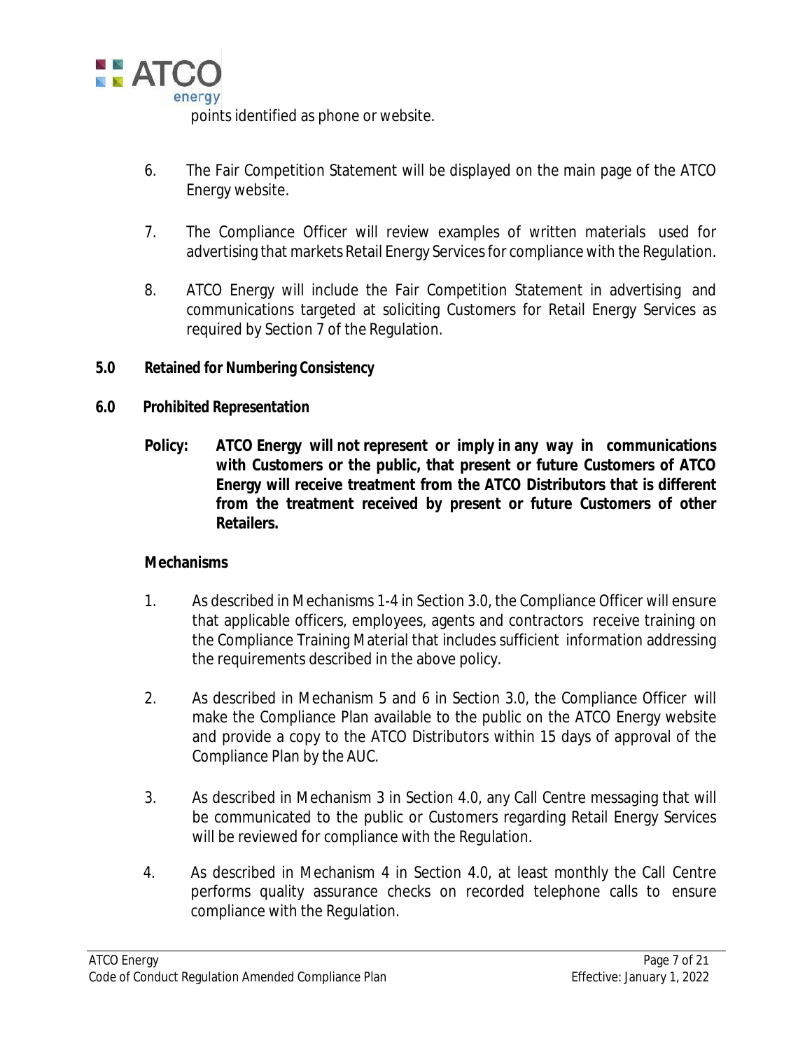points identified as phone or website.

6. The Fair Competition Statement will be displayed on the main page of the ATCO Energy website.

7. The Compliance Officer will review examples of written materials used for advertising that markets Retail Energy Services for compliance with the Regulation.

8. ATCO Energy will include the Fair Competition Statement in advertising and communications targeted at soliciting Customers for Retail Energy Services as required by Section 7 of the Regulation.

## 5.0 Retained for Numbering Consistency

## 6.0 Prohibited Representation

**Policy: ATCO Energy will not represent or imply in any way in communications with Customers or the public, that present or future Customers of ATCO Energy will receive treatment from the ATCO Distributors that is different from the treatment received by present or future Customers of other Retailers.**

**Mechanisms**

1. As described in Mechanisms 1-4 in Section 3.0, the Compliance Officer will ensure that applicable officers, employees, agents and contractors receive training on the Compliance Training Material that includes sufficient information addressing the requirements described in the above policy.

2. As described in Mechanism 5 and 6 in Section 3.0, the Compliance Officer will make the Compliance Plan available to the public on the ATCO Energy website and provide a copy to the ATCO Distributors within 15 days of approval of the Compliance Plan by the AUC.

3. As described in Mechanism 3 in Section 4.0, any Call Centre messaging that will be communicated to the public or Customers regarding Retail Energy Services will be reviewed for compliance with the Regulation.

4. As described in Mechanism 4 in Section 4.0, at least monthly the Call Centre performs quality assurance checks on recorded telephone calls to ensure compliance with the Regulation.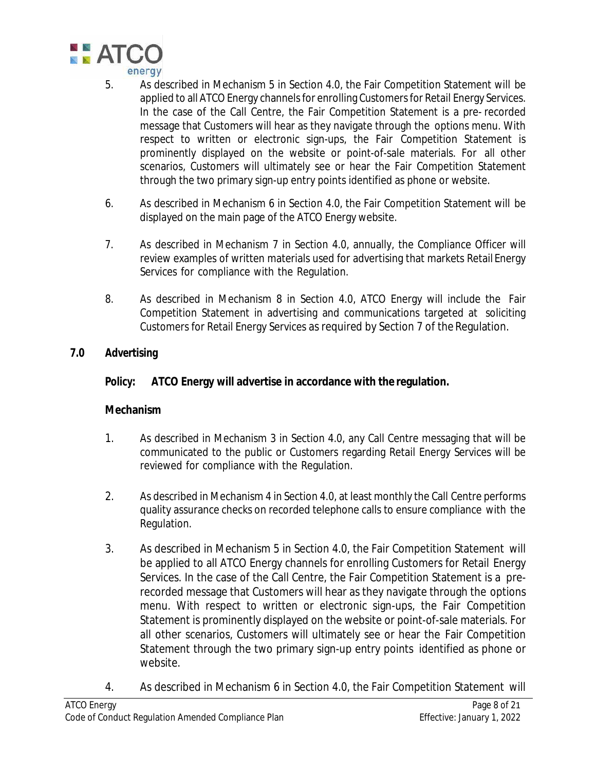5. As described in Mechanism 5 in Section 4.0, the Fair Competition Statement will be applied to all ATCO Energy channels for enrolling Customers for Retail Energy Services. In the case of the Call Centre, the Fair Competition Statement is a pre- recorded message that Customers will hear as they navigate through the options menu. With respect to written or electronic sign-ups, the Fair Competition Statement is prominently displayed on the website or point-of-sale materials. For all other scenarios, Customers will ultimately see or hear the Fair Competition Statement through the two primary sign-up entry points identified as phone or website.

6. As described in Mechanism 6 in Section 4.0, the Fair Competition Statement will be displayed on the main page of the ATCO Energy website.

7. As described in Mechanism 7 in Section 4.0, annually, the Compliance Officer will review examples of written materials used for advertising that markets Retail Energy Services for compliance with the Regulation.

8. As described in Mechanism 8 in Section 4.0, ATCO Energy will include the Fair Competition Statement in advertising and communications targeted at soliciting Customers for Retail Energy Services as required by Section 7 of the Regulation.

## 7.0 Advertising

**Policy: ATCO Energy will advertise in accordance with the regulation.**

**Mechanism**

1. As described in Mechanism 3 in Section 4.0, any Call Centre messaging that will be communicated to the public or Customers regarding Retail Energy Services will be reviewed for compliance with the Regulation.

2. As described in Mechanism 4 in Section 4.0, at least monthly the Call Centre performs quality assurance checks on recorded telephone calls to ensure compliance with the Regulation.

3. As described in Mechanism 5 in Section 4.0, the Fair Competition Statement will be applied to all ATCO Energy channels for enrolling Customers for Retail Energy Services. In the case of the Call Centre, the Fair Competition Statement is a pre-recorded message that Customers will hear as they navigate through the options menu. With respect to written or electronic sign-ups, the Fair Competition Statement is prominently displayed on the website or point-of-sale materials. For all other scenarios, Customers will ultimately see or hear the Fair Competition Statement through the two primary sign-up entry points identified as phone or website.

4. As described in Mechanism 6 in Section 4.0, the Fair Competition Statement will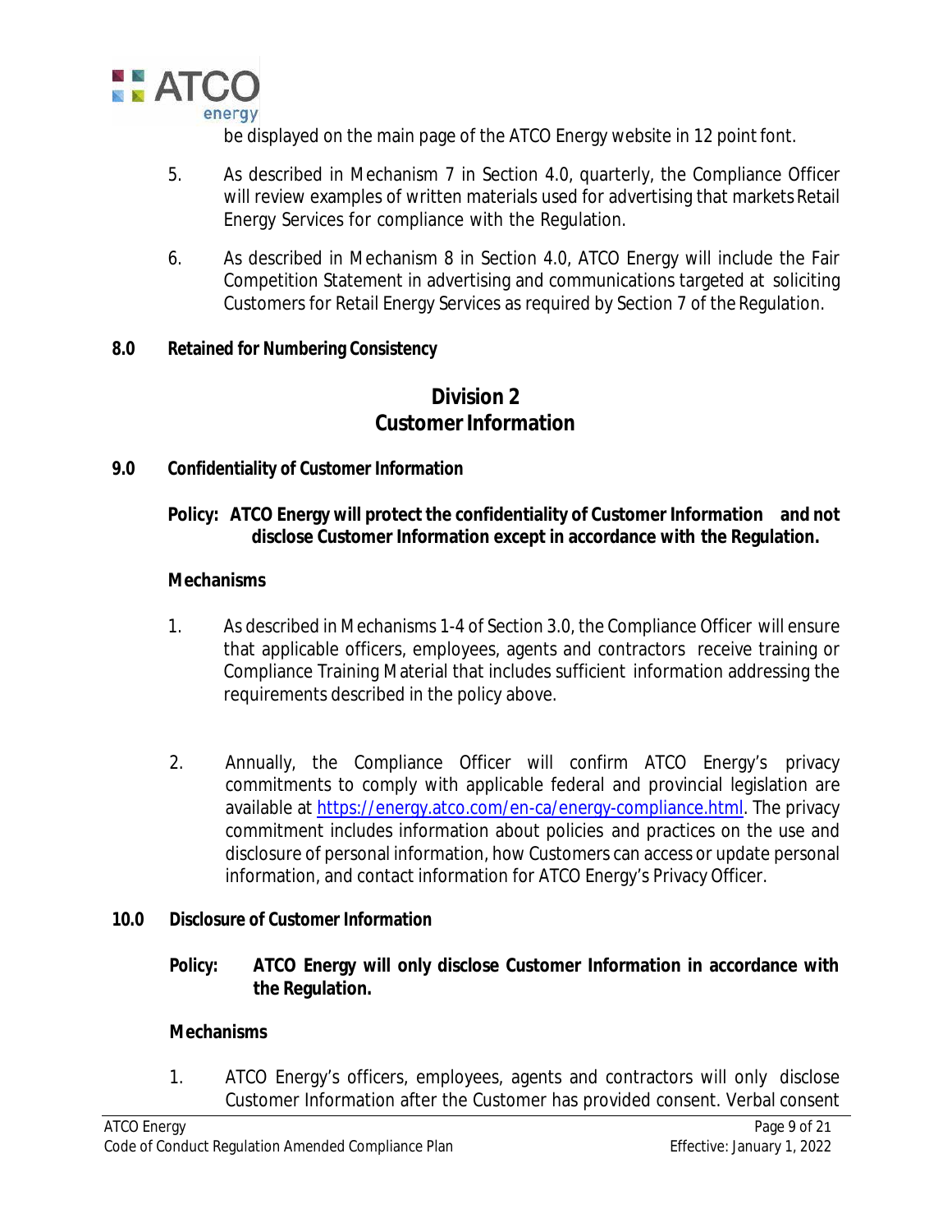be displayed on the main page of the ATCO Energy website in 12 point font.

5. As described in Mechanism 7 in Section 4.0, quarterly, the Compliance Officer will review examples of written materials used for advertising that markets Retail Energy Services for compliance with the Regulation.

6. As described in Mechanism 8 in Section 4.0, ATCO Energy will include the Fair Competition Statement in advertising and communications targeted at soliciting Customers for Retail Energy Services as required by Section 7 of the Regulation.

## 8.0 Retained for Numbering Consistency

# Division 2
# Customer Information

## 9.0 Confidentiality of Customer Information

**Policy: ATCO Energy will protect the confidentiality of Customer Information and not disclose Customer Information except in accordance with the Regulation.**

**Mechanisms**

1. As described in Mechanisms 1-4 of Section 3.0, the Compliance Officer will ensure that applicable officers, employees, agents and contractors receive training or Compliance Training Material that includes sufficient information addressing the requirements described in the policy above.

2. Annually, the Compliance Officer will confirm ATCO Energy's privacy commitments to comply with applicable federal and provincial legislation are available at https://energy.atco.com/en-ca/energy-compliance.html. The privacy commitment includes information about policies and practices on the use and disclosure of personal information, how Customers can access or update personal information, and contact information for ATCO Energy's Privacy Officer.

## 10.0 Disclosure of Customer Information

**Policy: ATCO Energy will only disclose Customer Information in accordance with the Regulation.**

**Mechanisms**

1. ATCO Energy's officers, employees, agents and contractors will only disclose Customer Information after the Customer has provided consent. Verbal consent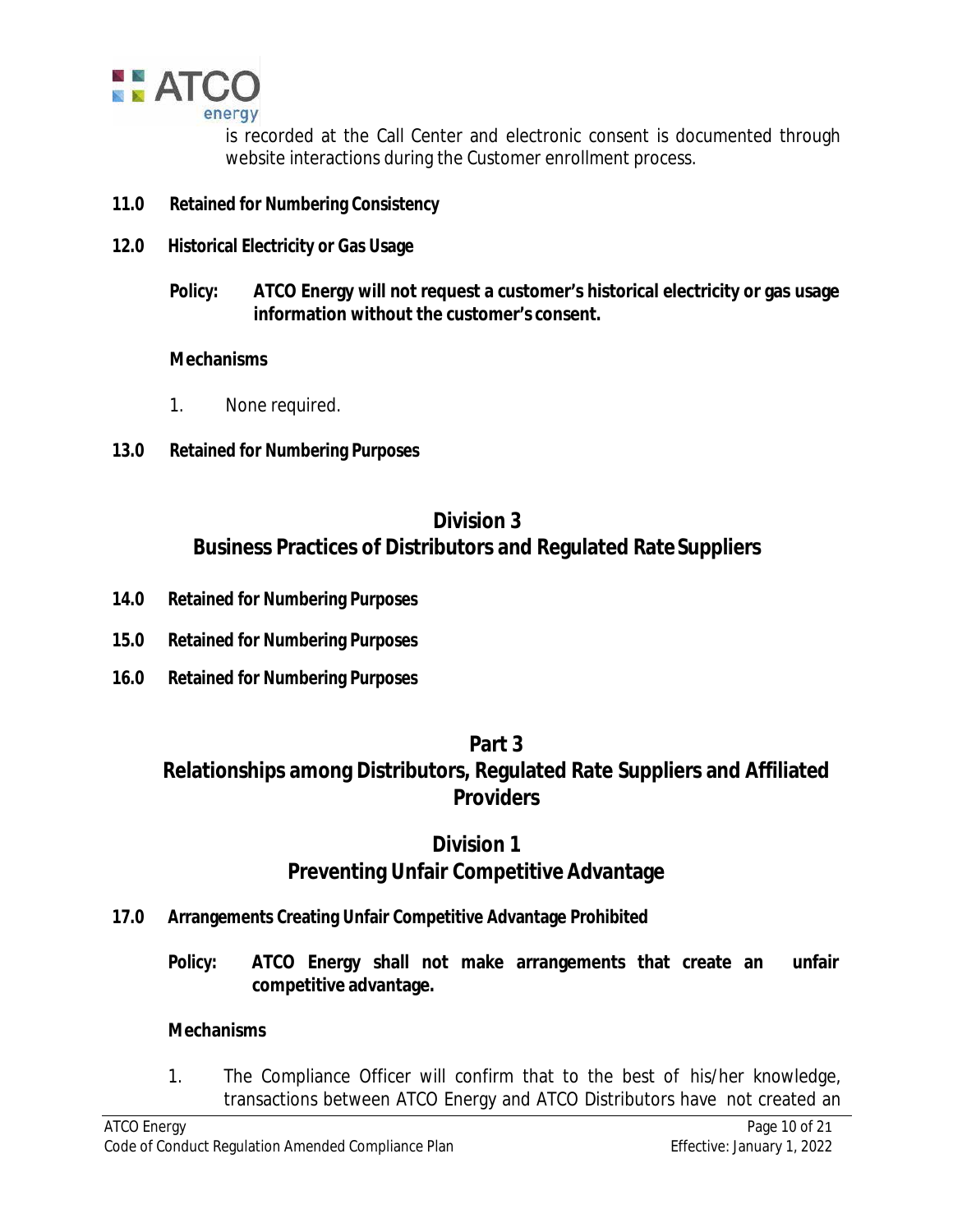is recorded at the Call Center and electronic consent is documented through website interactions during the Customer enrollment process.

**11.0 Retained for Numbering Consistency**

**12.0 Historical Electricity or Gas Usage**

**Policy: ATCO Energy will not request a customer's historical electricity or gas usage information without the customer's consent.**

**Mechanisms**

1. None required.

**13.0 Retained for Numbering Purposes**

## Division 3
## Business Practices of Distributors and Regulated Rate Suppliers

**14.0 Retained for Numbering Purposes**

**15.0 Retained for Numbering Purposes**

**16.0 Retained for Numbering Purposes**

# Part 3
# Relationships among Distributors, Regulated Rate Suppliers and Affiliated Providers

## Division 1
## Preventing Unfair Competitive Advantage

**17.0 Arrangements Creating Unfair Competitive Advantage Prohibited**

**Policy: ATCO Energy shall not make arrangements that create an unfair competitive advantage.**

**Mechanisms**

1. The Compliance Officer will confirm that to the best of his/her knowledge, transactions between ATCO Energy and ATCO Distributors have not created an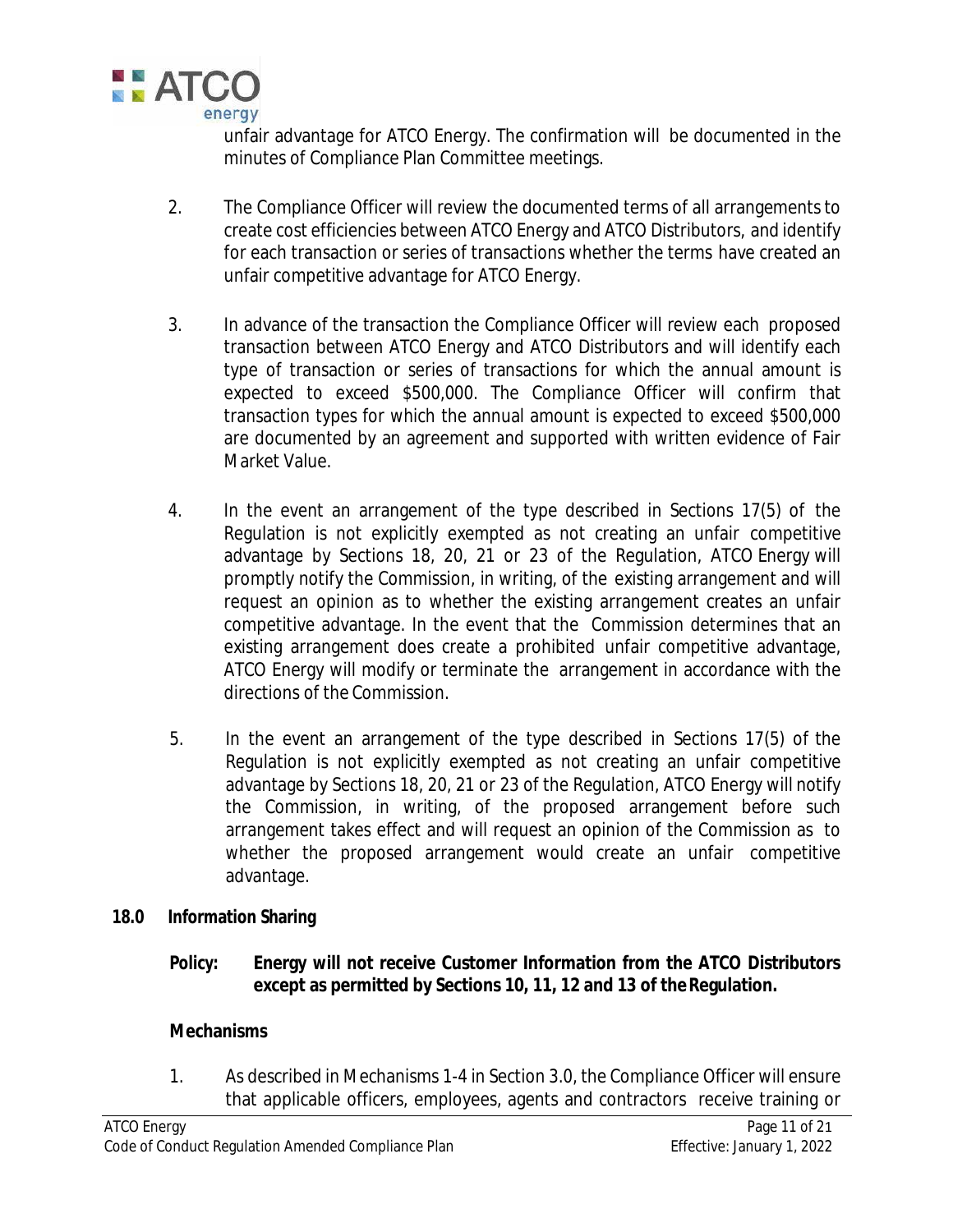unfair advantage for ATCO Energy. The confirmation will be documented in the minutes of Compliance Plan Committee meetings.

2. The Compliance Officer will review the documented terms of all arrangements to create cost efficiencies between ATCO Energy and ATCO Distributors, and identify for each transaction or series of transactions whether the terms have created an unfair competitive advantage for ATCO Energy.

3. In advance of the transaction the Compliance Officer will review each proposed transaction between ATCO Energy and ATCO Distributors and will identify each type of transaction or series of transactions for which the annual amount is expected to exceed $500,000. The Compliance Officer will confirm that transaction types for which the annual amount is expected to exceed $500,000 are documented by an agreement and supported with written evidence of Fair Market Value.

4. In the event an arrangement of the type described in Sections 17(5) of the Regulation is not explicitly exempted as not creating an unfair competitive advantage by Sections 18, 20, 21 or 23 of the Regulation, ATCO Energy will promptly notify the Commission, in writing, of the existing arrangement and will request an opinion as to whether the existing arrangement creates an unfair competitive advantage. In the event that the Commission determines that an existing arrangement does create a prohibited unfair competitive advantage, ATCO Energy will modify or terminate the arrangement in accordance with the directions of the Commission.

5. In the event an arrangement of the type described in Sections 17(5) of the Regulation is not explicitly exempted as not creating an unfair competitive advantage by Sections 18, 20, 21 or 23 of the Regulation, ATCO Energy will notify the Commission, in writing, of the proposed arrangement before such arrangement takes effect and will request an opinion of the Commission as to whether the proposed arrangement would create an unfair competitive advantage.

## 18.0 Information Sharing

**Policy: Energy will not receive Customer Information from the ATCO Distributors except as permitted by Sections 10, 11, 12 and 13 of the Regulation.**

**Mechanisms**

1. As described in Mechanisms 1-4 in Section 3.0, the Compliance Officer will ensure that applicable officers, employees, agents and contractors receive training or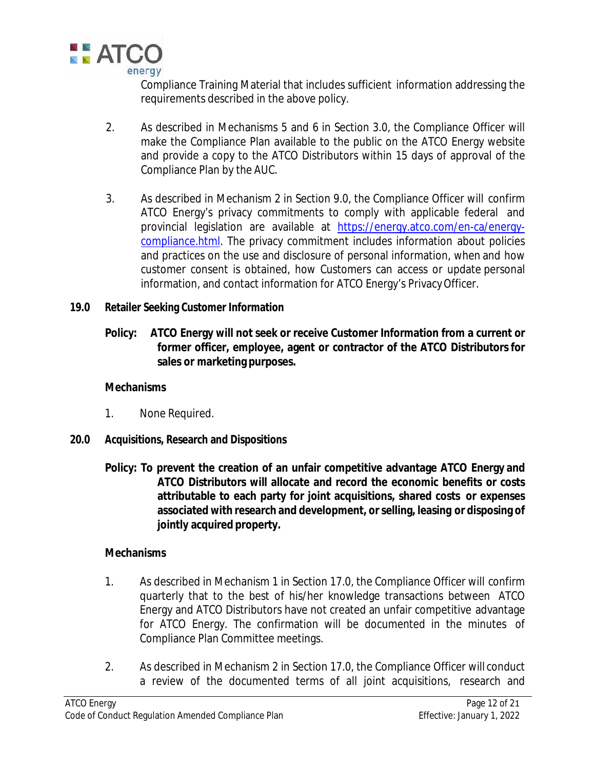Compliance Training Material that includes sufficient information addressing the requirements described in the above policy.

2. As described in Mechanisms 5 and 6 in Section 3.0, the Compliance Officer will make the Compliance Plan available to the public on the ATCO Energy website and provide a copy to the ATCO Distributors within 15 days of approval of the Compliance Plan by the AUC.

3. As described in Mechanism 2 in Section 9.0, the Compliance Officer will confirm ATCO Energy's privacy commitments to comply with applicable federal and provincial legislation are available at [https://energy.atco.com/en-ca/energy-compliance.html](https://energy.atco.com/en-ca/energy-compliance.html). The privacy commitment includes information about policies and practices on the use and disclosure of personal information, when and how customer consent is obtained, how Customers can access or update personal information, and contact information for ATCO Energy's Privacy Officer.

## 19.0 Retailer Seeking Customer Information

**Policy: ATCO Energy will not seek or receive Customer Information from a current or former officer, employee, agent or contractor of the ATCO Distributors for sales or marketing purposes.**

**Mechanisms**

1. None Required.

## 20.0 Acquisitions, Research and Dispositions

**Policy: To prevent the creation of an unfair competitive advantage ATCO Energy and ATCO Distributors will allocate and record the economic benefits or costs attributable to each party for joint acquisitions, shared costs or expenses associated with research and development, or selling, leasing or disposing of jointly acquired property.**

**Mechanisms**

1. As described in Mechanism 1 in Section 17.0, the Compliance Officer will confirm quarterly that to the best of his/her knowledge transactions between ATCO Energy and ATCO Distributors have not created an unfair competitive advantage for ATCO Energy. The confirmation will be documented in the minutes of Compliance Plan Committee meetings.

2. As described in Mechanism 2 in Section 17.0, the Compliance Officer will conduct a review of the documented terms of all joint acquisitions, research and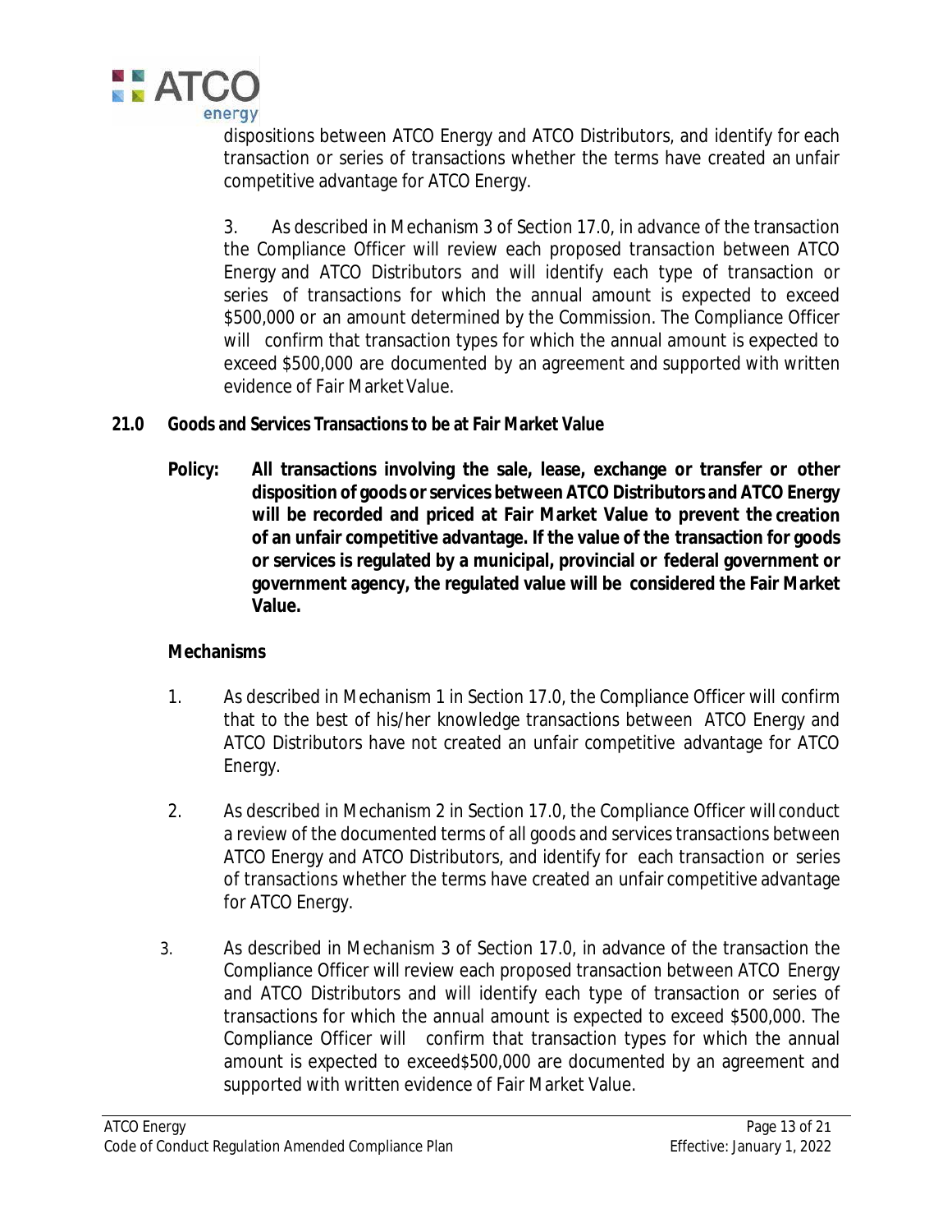dispositions between ATCO Energy and ATCO Distributors, and identify for each transaction or series of transactions whether the terms have created an unfair competitive advantage for ATCO Energy.

3. As described in Mechanism 3 of Section 17.0, in advance of the transaction the Compliance Officer will review each proposed transaction between ATCO Energy and ATCO Distributors and will identify each type of transaction or series of transactions for which the annual amount is expected to exceed $500,000 or an amount determined by the Commission. The Compliance Officer will confirm that transaction types for which the annual amount is expected to exceed $500,000 are documented by an agreement and supported with written evidence of Fair Market Value.

## 21.0 Goods and Services Transactions to be at Fair Market Value

**Policy: All transactions involving the sale, lease, exchange or transfer or other disposition of goods or services between ATCO Distributors and ATCO Energy will be recorded and priced at Fair Market Value to prevent the creation of an unfair competitive advantage. If the value of the transaction for goods or services is regulated by a municipal, provincial or federal government or government agency, the regulated value will be considered the Fair Market Value.**

**Mechanisms**

1. As described in Mechanism 1 in Section 17.0, the Compliance Officer will confirm that to the best of his/her knowledge transactions between ATCO Energy and ATCO Distributors have not created an unfair competitive advantage for ATCO Energy.

2. As described in Mechanism 2 in Section 17.0, the Compliance Officer will conduct a review of the documented terms of all goods and services transactions between ATCO Energy and ATCO Distributors, and identify for each transaction or series of transactions whether the terms have created an unfair competitive advantage for ATCO Energy.

3. As described in Mechanism 3 of Section 17.0, in advance of the transaction the Compliance Officer will review each proposed transaction between ATCO Energy and ATCO Distributors and will identify each type of transaction or series of transactions for which the annual amount is expected to exceed $500,000. The Compliance Officer will confirm that transaction types for which the annual amount is expected to exceed$500,000 are documented by an agreement and supported with written evidence of Fair Market Value.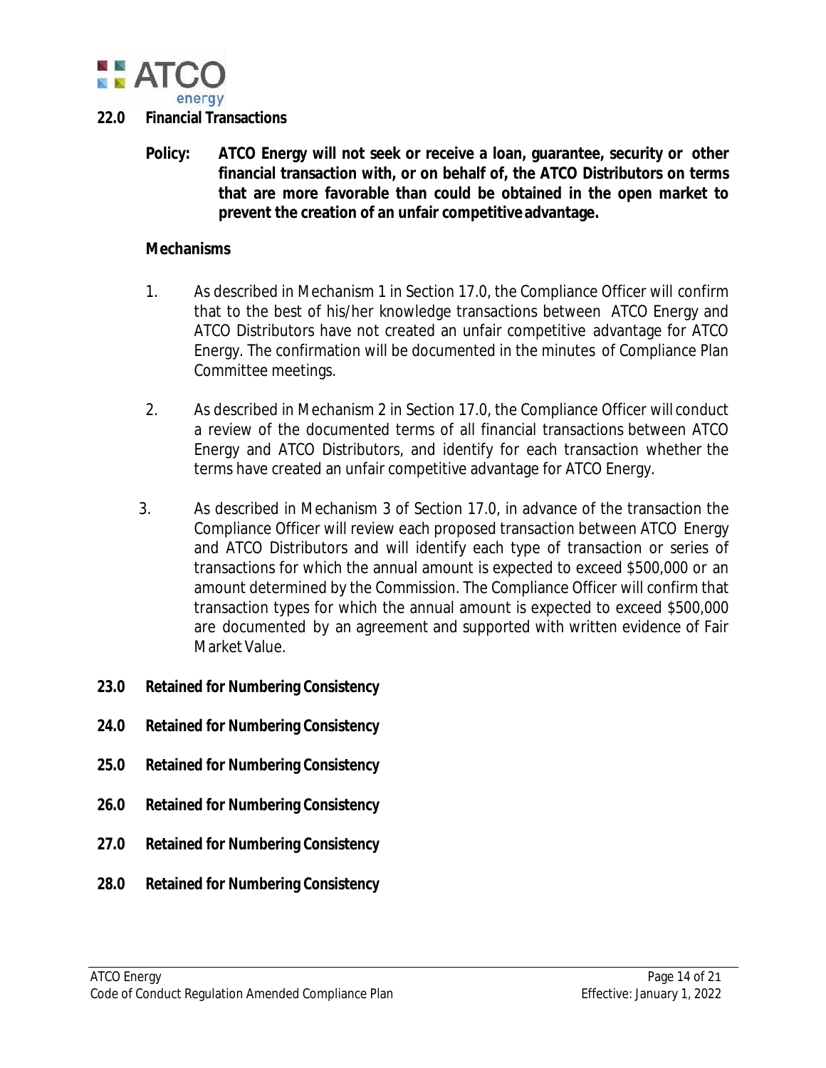## 22.0 Financial Transactions

**Policy: ATCO Energy will not seek or receive a loan, guarantee, security or other financial transaction with, or on behalf of, the ATCO Distributors on terms that are more favorable than could be obtained in the open market to prevent the creation of an unfair competitive advantage.**

**Mechanisms**

1. As described in Mechanism 1 in Section 17.0, the Compliance Officer will confirm that to the best of his/her knowledge transactions between ATCO Energy and ATCO Distributors have not created an unfair competitive advantage for ATCO Energy. The confirmation will be documented in the minutes of Compliance Plan Committee meetings.

2. As described in Mechanism 2 in Section 17.0, the Compliance Officer will conduct a review of the documented terms of all financial transactions between ATCO Energy and ATCO Distributors, and identify for each transaction whether the terms have created an unfair competitive advantage for ATCO Energy.

3. As described in Mechanism 3 of Section 17.0, in advance of the transaction the Compliance Officer will review each proposed transaction between ATCO Energy and ATCO Distributors and will identify each type of transaction or series of transactions for which the annual amount is expected to exceed $500,000 or an amount determined by the Commission. The Compliance Officer will confirm that transaction types for which the annual amount is expected to exceed $500,000 are documented by an agreement and supported with written evidence of Fair Market Value.

## 23.0 Retained for Numbering Consistency

## 24.0 Retained for Numbering Consistency

## 25.0 Retained for Numbering Consistency

## 26.0 Retained for Numbering Consistency

## 27.0 Retained for Numbering Consistency

## 28.0 Retained for Numbering Consistency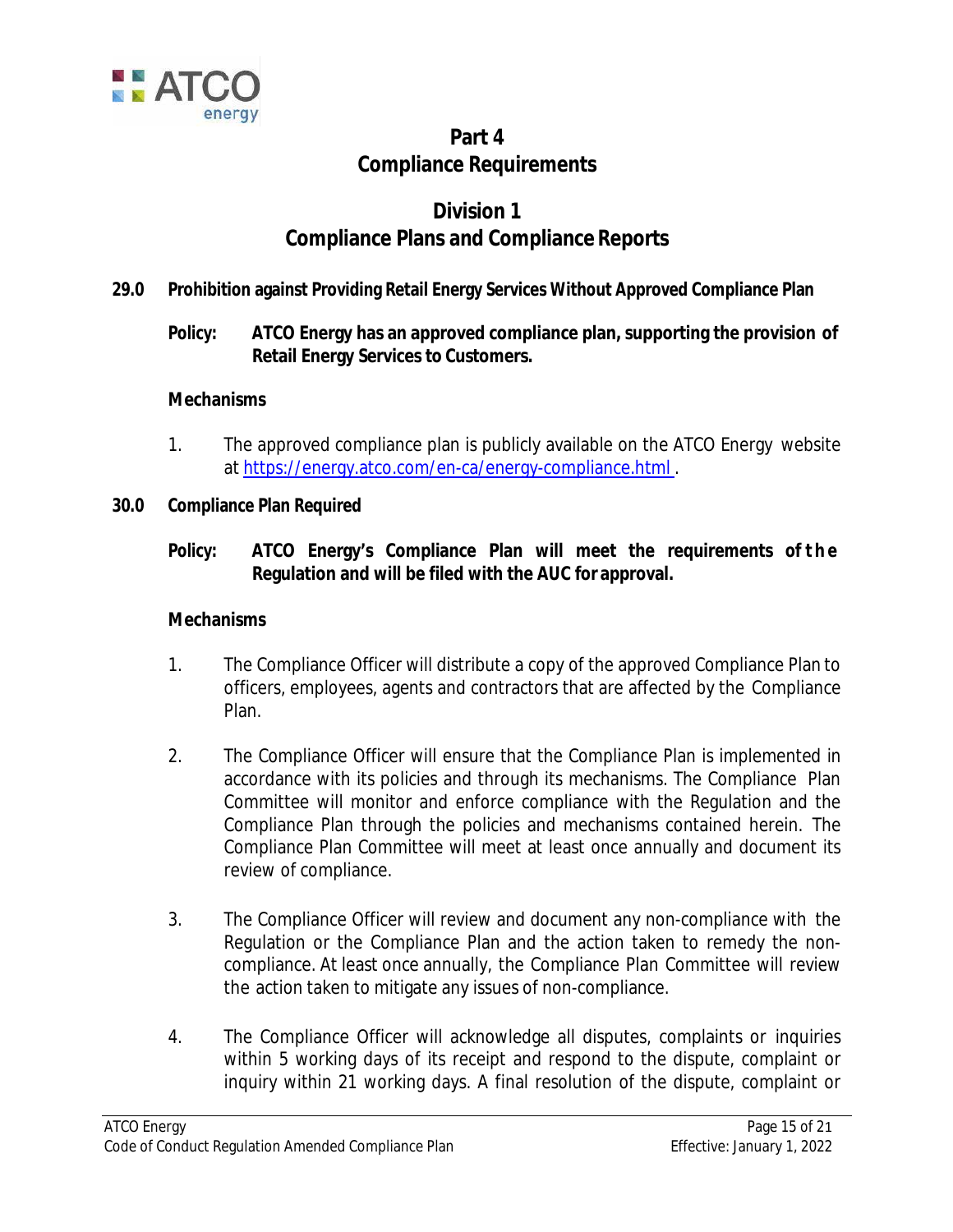# Part 4
# Compliance Requirements

## Division 1
## Compliance Plans and Compliance Reports

### 29.0 Prohibition against Providing Retail Energy Services Without Approved Compliance Plan

**Policy: ATCO Energy has an approved compliance plan, supporting the provision of Retail Energy Services to Customers.**

**Mechanisms**

1. The approved compliance plan is publicly available on the ATCO Energy website at https://energy.atco.com/en-ca/energy-compliance.html .

### 30.0 Compliance Plan Required

**Policy: ATCO Energy's Compliance Plan will meet the requirements of the Regulation and will be filed with the AUC for approval.**

**Mechanisms**

1. The Compliance Officer will distribute a copy of the approved Compliance Plan to officers, employees, agents and contractors that are affected by the Compliance Plan.

2. The Compliance Officer will ensure that the Compliance Plan is implemented in accordance with its policies and through its mechanisms. The Compliance Plan Committee will monitor and enforce compliance with the Regulation and the Compliance Plan through the policies and mechanisms contained herein. The Compliance Plan Committee will meet at least once annually and document its review of compliance.

3. The Compliance Officer will review and document any non-compliance with the Regulation or the Compliance Plan and the action taken to remedy the non-compliance. At least once annually, the Compliance Plan Committee will review the action taken to mitigate any issues of non-compliance.

4. The Compliance Officer will acknowledge all disputes, complaints or inquiries within 5 working days of its receipt and respond to the dispute, complaint or inquiry within 21 working days. A final resolution of the dispute, complaint or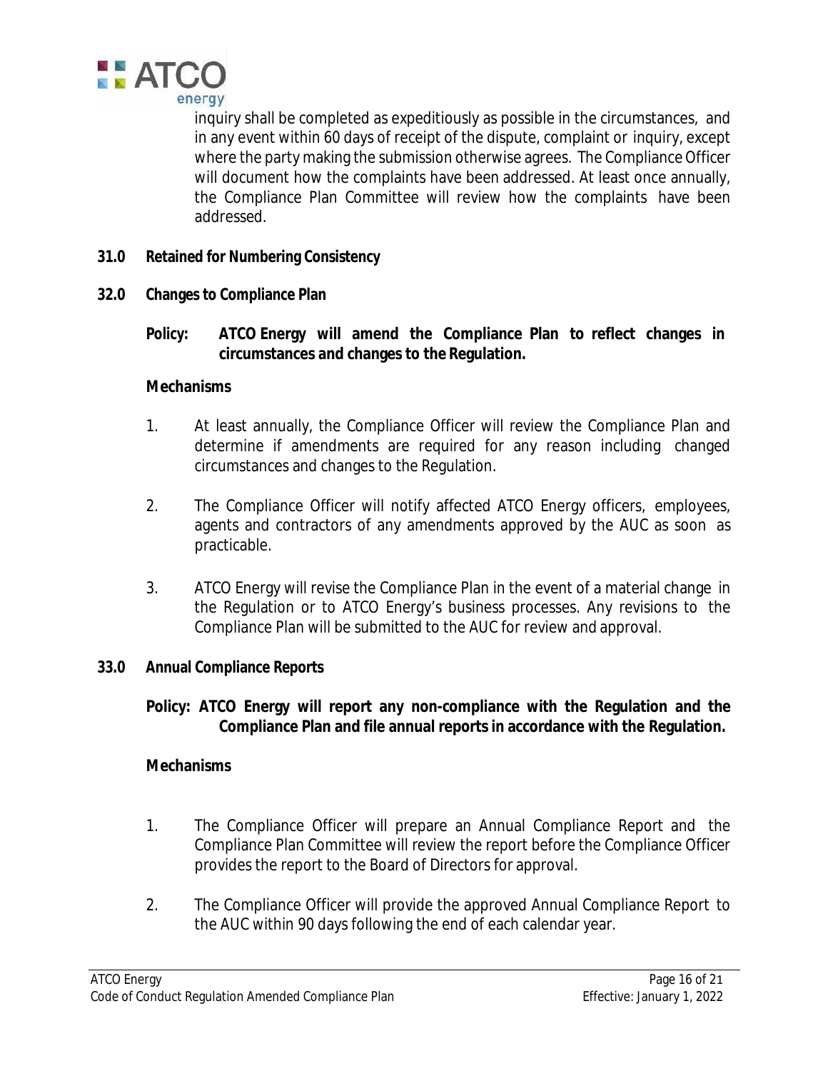inquiry shall be completed as expeditiously as possible in the circumstances, and in any event within 60 days of receipt of the dispute, complaint or inquiry, except where the party making the submission otherwise agrees. The Compliance Officer will document how the complaints have been addressed. At least once annually, the Compliance Plan Committee will review how the complaints have been addressed.

## 31.0 Retained for Numbering Consistency

## 32.0 Changes to Compliance Plan

**Policy: ATCO Energy will amend the Compliance Plan to reflect changes in circumstances and changes to the Regulation.**

**Mechanisms**

1. At least annually, the Compliance Officer will review the Compliance Plan and determine if amendments are required for any reason including changed circumstances and changes to the Regulation.

2. The Compliance Officer will notify affected ATCO Energy officers, employees, agents and contractors of any amendments approved by the AUC as soon as practicable.

3. ATCO Energy will revise the Compliance Plan in the event of a material change in the Regulation or to ATCO Energy's business processes. Any revisions to the Compliance Plan will be submitted to the AUC for review and approval.

## 33.0 Annual Compliance Reports

**Policy: ATCO Energy will report any non-compliance with the Regulation and the Compliance Plan and file annual reports in accordance with the Regulation.**

**Mechanisms**

1. The Compliance Officer will prepare an Annual Compliance Report and the Compliance Plan Committee will review the report before the Compliance Officer provides the report to the Board of Directors for approval.

2. The Compliance Officer will provide the approved Annual Compliance Report to the AUC within 90 days following the end of each calendar year.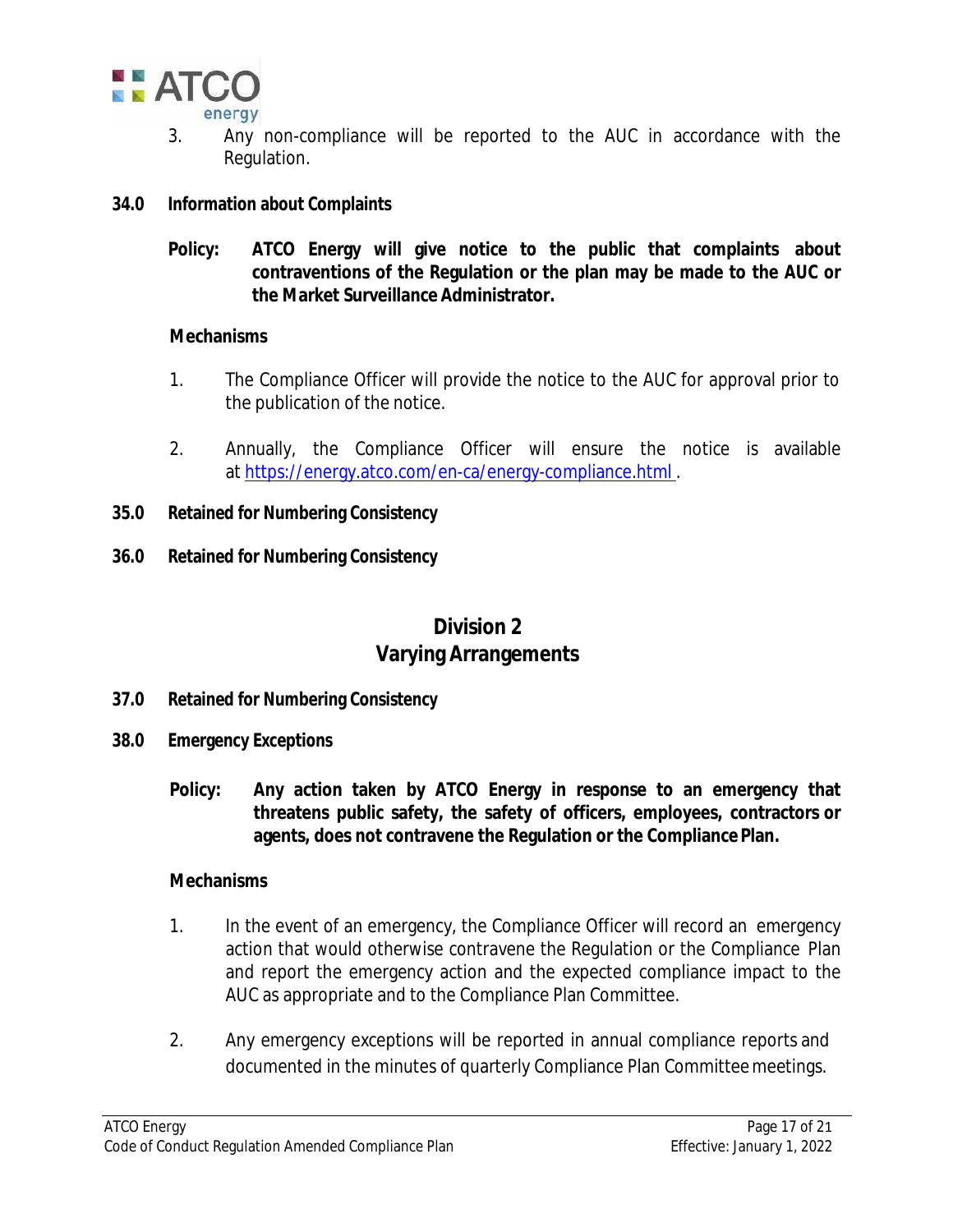3. Any non-compliance will be reported to the AUC in accordance with the Regulation.

### 34.0 Information about Complaints

**Policy: ATCO Energy will give notice to the public that complaints about contraventions of the Regulation or the plan may be made to the AUC or the Market Surveillance Administrator.**

**Mechanisms**

1. The Compliance Officer will provide the notice to the AUC for approval prior to the publication of the notice.

2. Annually, the Compliance Officer will ensure the notice is available at https://energy.atco.com/en-ca/energy-compliance.html .

### 35.0 Retained for Numbering Consistency

### 36.0 Retained for Numbering Consistency

## Division 2
## Varying Arrangements

### 37.0 Retained for Numbering Consistency

### 38.0 Emergency Exceptions

**Policy: Any action taken by ATCO Energy in response to an emergency that threatens public safety, the safety of officers, employees, contractors or agents, does not contravene the Regulation or the Compliance Plan.**

**Mechanisms**

1. In the event of an emergency, the Compliance Officer will record an emergency action that would otherwise contravene the Regulation or the Compliance Plan and report the emergency action and the expected compliance impact to the AUC as appropriate and to the Compliance Plan Committee.

2. Any emergency exceptions will be reported in annual compliance reports and documented in the minutes of quarterly Compliance Plan Committee meetings.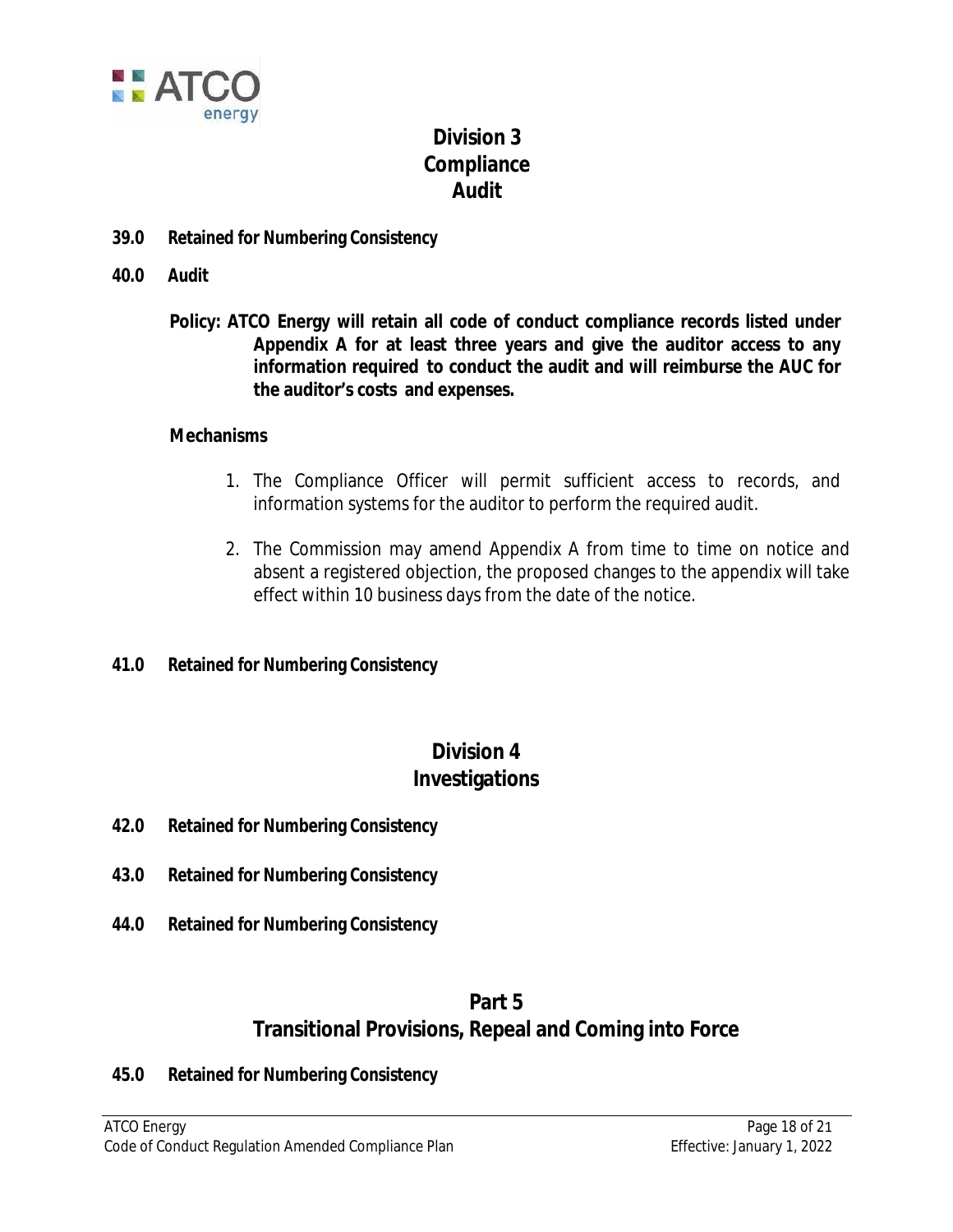## Division 3
## Compliance
## Audit

**39.0 Retained for Numbering Consistency**

**40.0 Audit**

**Policy: ATCO Energy will retain all code of conduct compliance records listed under Appendix A for at least three years and give the auditor access to any information required to conduct the audit and will reimburse the AUC for the auditor's costs and expenses.**

**Mechanisms**

1. The Compliance Officer will permit sufficient access to records, and information systems for the auditor to perform the required audit.

2. The Commission may amend Appendix A from time to time on notice and absent a registered objection, the proposed changes to the appendix will take effect within 10 business days from the date of the notice.

**41.0 Retained for Numbering Consistency**

## Division 4
## Investigations

**42.0 Retained for Numbering Consistency**

**43.0 Retained for Numbering Consistency**

**44.0 Retained for Numbering Consistency**

## Part 5
## Transitional Provisions, Repeal and Coming into Force

**45.0 Retained for Numbering Consistency**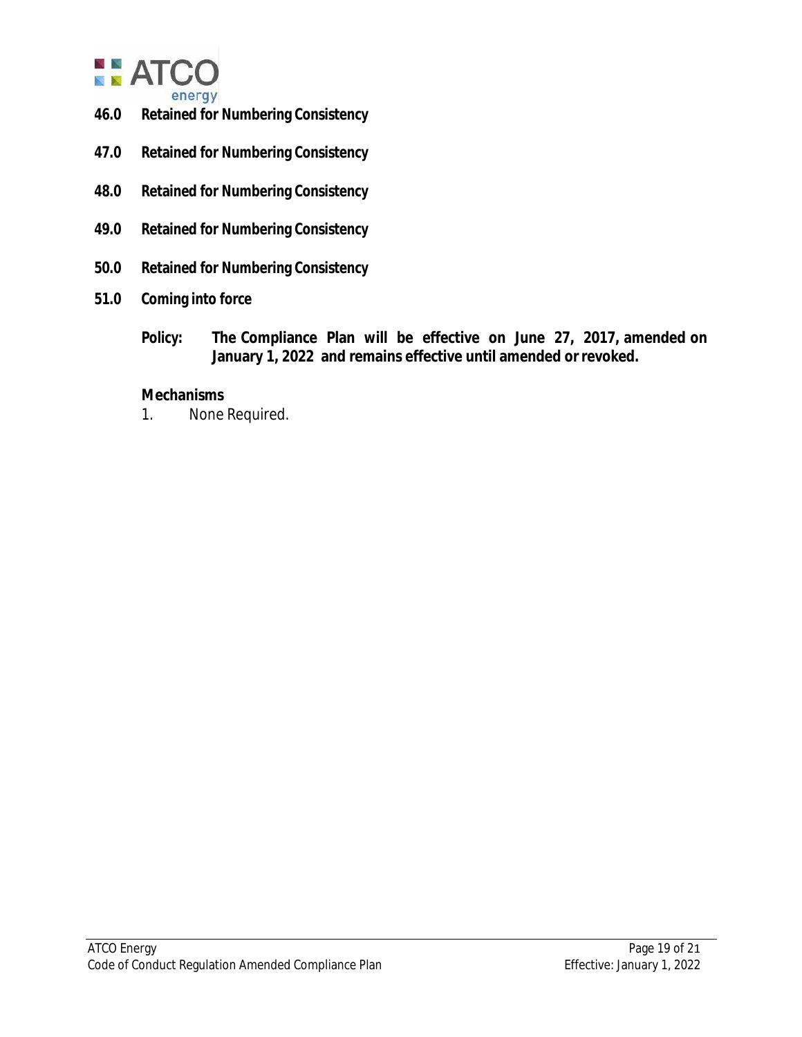**46.0 Retained for Numbering Consistency**

**47.0 Retained for Numbering Consistency**

**48.0 Retained for Numbering Consistency**

**49.0 Retained for Numbering Consistency**

**50.0 Retained for Numbering Consistency**

**51.0 Coming into force**

**Policy: The Compliance Plan will be effective on June 27, 2017, amended on January 1, 2022 and remains effective until amended or revoked.**

**Mechanisms**

1. None Required.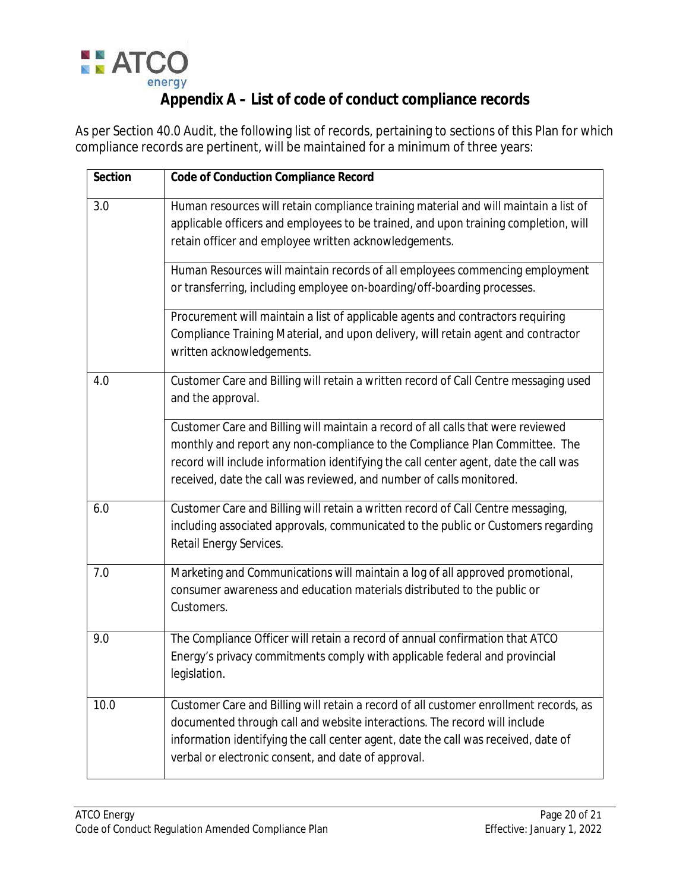# Appendix A – List of code of conduct compliance records

As per Section 40.0 Audit, the following list of records, pertaining to sections of this Plan for which compliance records are pertinent, will be maintained for a minimum of three years:

| Section | Code of Conduction Compliance Record |
|---|---|
| 3.0 | Human resources will retain compliance training material and will maintain a list of applicable officers and employees to be trained, and upon training completion, will retain officer and employee written acknowledgements. |
| | Human Resources will maintain records of all employees commencing employment or transferring, including employee on-boarding/off-boarding processes. |
| | Procurement will maintain a list of applicable agents and contractors requiring Compliance Training Material, and upon delivery, will retain agent and contractor written acknowledgements. |
| 4.0 | Customer Care and Billing will retain a written record of Call Centre messaging used and the approval. |
| | Customer Care and Billing will maintain a record of all calls that were reviewed monthly and report any non-compliance to the Compliance Plan Committee. The record will include information identifying the call center agent, date the call was received, date the call was reviewed, and number of calls monitored. |
| 6.0 | Customer Care and Billing will retain a written record of Call Centre messaging, including associated approvals, communicated to the public or Customers regarding Retail Energy Services. |
| 7.0 | Marketing and Communications will maintain a log of all approved promotional, consumer awareness and education materials distributed to the public or Customers. |
| 9.0 | The Compliance Officer will retain a record of annual confirmation that ATCO Energy's privacy commitments comply with applicable federal and provincial legislation. |
| 10.0 | Customer Care and Billing will retain a record of all customer enrollment records, as documented through call and website interactions. The record will include information identifying the call center agent, date the call was received, date of verbal or electronic consent, and date of approval. |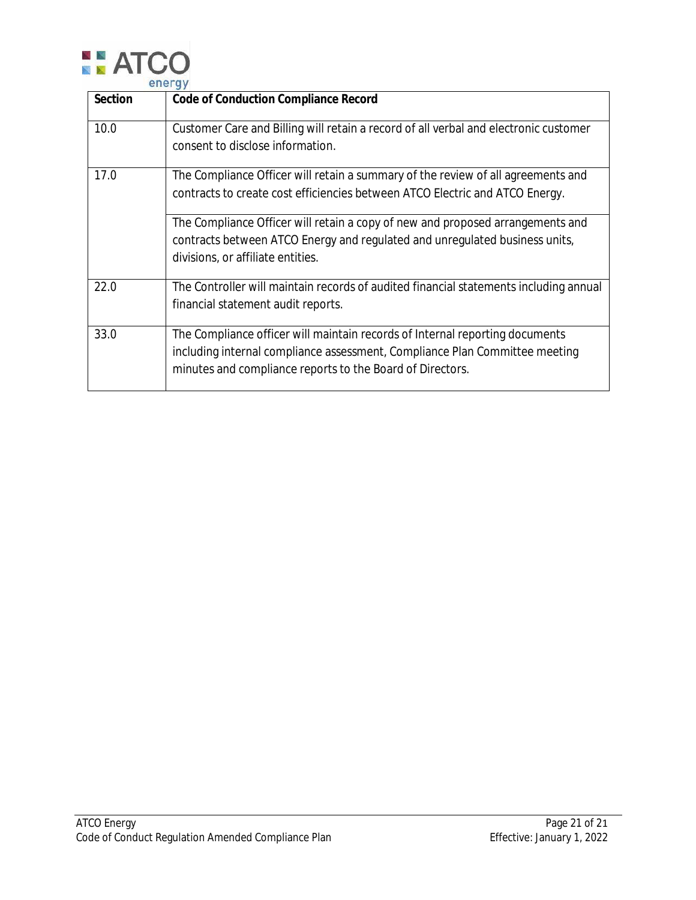| Section | Code of Conduction Compliance Record |
|---|---|
| 10.0 | Customer Care and Billing will retain a record of all verbal and electronic customer consent to disclose information. |
| 17.0 | The Compliance Officer will retain a summary of the review of all agreements and contracts to create cost efficiencies between ATCO Electric and ATCO Energy. |
| | The Compliance Officer will retain a copy of new and proposed arrangements and contracts between ATCO Energy and regulated and unregulated business units, divisions, or affiliate entities. |
| 22.0 | The Controller will maintain records of audited financial statements including annual financial statement audit reports. |
| 33.0 | The Compliance officer will maintain records of Internal reporting documents including internal compliance assessment, Compliance Plan Committee meeting minutes and compliance reports to the Board of Directors. |